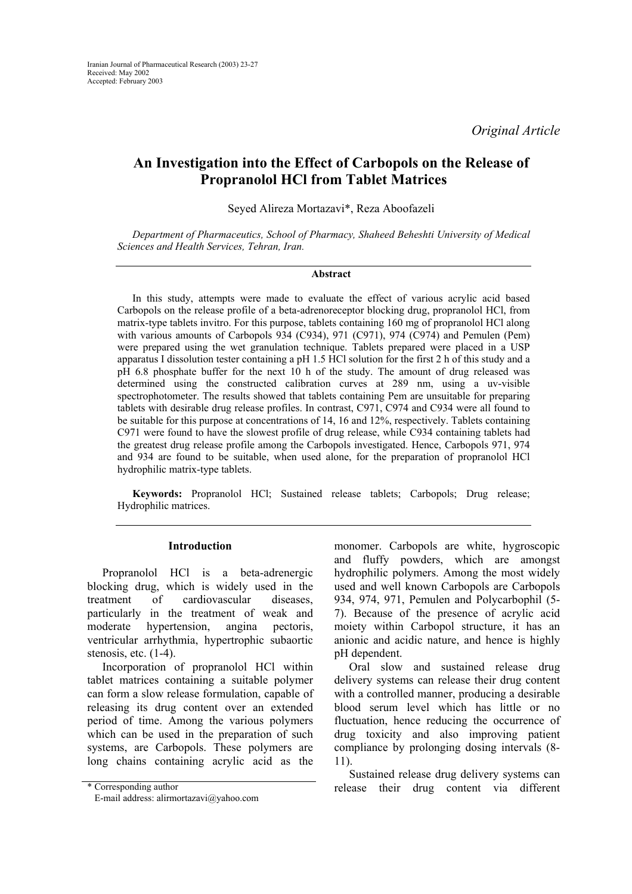Original Article

# An Investigation into the Effect of Carbopols on the Release of Propranolol HCl from Tablet Matrices

Seyed Alireza Mortazavi*, Reza Aboofazeli

*Department of Pharmaceutics, School of Pharmacy, Shaheed Beheshti University of Medical Sciences and Health Services, Tehran, Iran.*

## Abstract

In this study, attempts were made to evaluate the effect of various acrylic acid based Carbopols on the release profile of a beta-adrenoreceptor blocking drug, propranolol HCl, from matrix-type tablets invitro. For this purpose, tablets containing 160 mg of propranolol HCl along with various amounts of Carbopols 934 (C934), 971 (C971), 974 (C974) and Pemulen (Pem) were prepared using the wet granulation technique. Tablets prepared were placed in a USP apparatus I dissolution tester containing a pH 1.5 HCl solution for the first 2 h of this study and a pH 6.8 phosphate buffer for the next 10 h of the study. The amount of drug released was determined using the constructed calibration curves at 289 nm, using a uv-visible spectrophotometer. The results showed that tablets containing Pem are unsuitable for preparing tablets with desirable drug release profiles. In contrast, C971, C974 and C934 were all found to be suitable for this purpose at concentrations of 14, 16 and 12%, respectively. Tablets containing C971 were found to have the slowest profile of drug release, while C934 containing tablets had the greatest drug release profile among the Carbopols investigated. Hence, Carbopols 971, 974 and 934 are found to be suitable, when used alone, for the preparation of propranolol HCl hydrophilic matrix-type tablets.

**Keywords:** Propranolol HCl; Sustained release tablets; Carbopols; Drug release; Hydrophilic matrices.

## Introduction

Propranolol HCl is a beta-adrenergic blocking drug, which is widely used in the treatment of cardiovascular diseases, particularly in the treatment of weak and moderate hypertension, angina pectoris, ventricular arrhythmia, hypertrophic subaortic stenosis, etc. (1-4).

Incorporation of propranolol HCl within tablet matrices containing a suitable polymer can form a slow release formulation, capable of releasing its drug content over an extended period of time. Among the various polymers which can be used in the preparation of such systems, are Carbopols. These polymers are long chains containing acrylic acid as the monomer. Carbopols are white, hygroscopic and fluffy powders, which are amongst hydrophilic polymers. Among the most widely used and well known Carbopols are Carbopols 934, 974, 971, Pemulen and Polycarbophil (5-7). Because of the presence of acrylic acid moiety within Carbopol structure, it has an anionic and acidic nature, and hence is highly pH dependent.

Oral slow and sustained release drug delivery systems can release their drug content with a controlled manner, producing a desirable blood serum level which has little or no fluctuation, hence reducing the occurrence of drug toxicity and also improving patient compliance by prolonging dosing intervals (8-11).

Sustained release drug delivery systems can release their drug content via different

\* Corresponding author
E-mail address: alirmortazavi@yahoo.com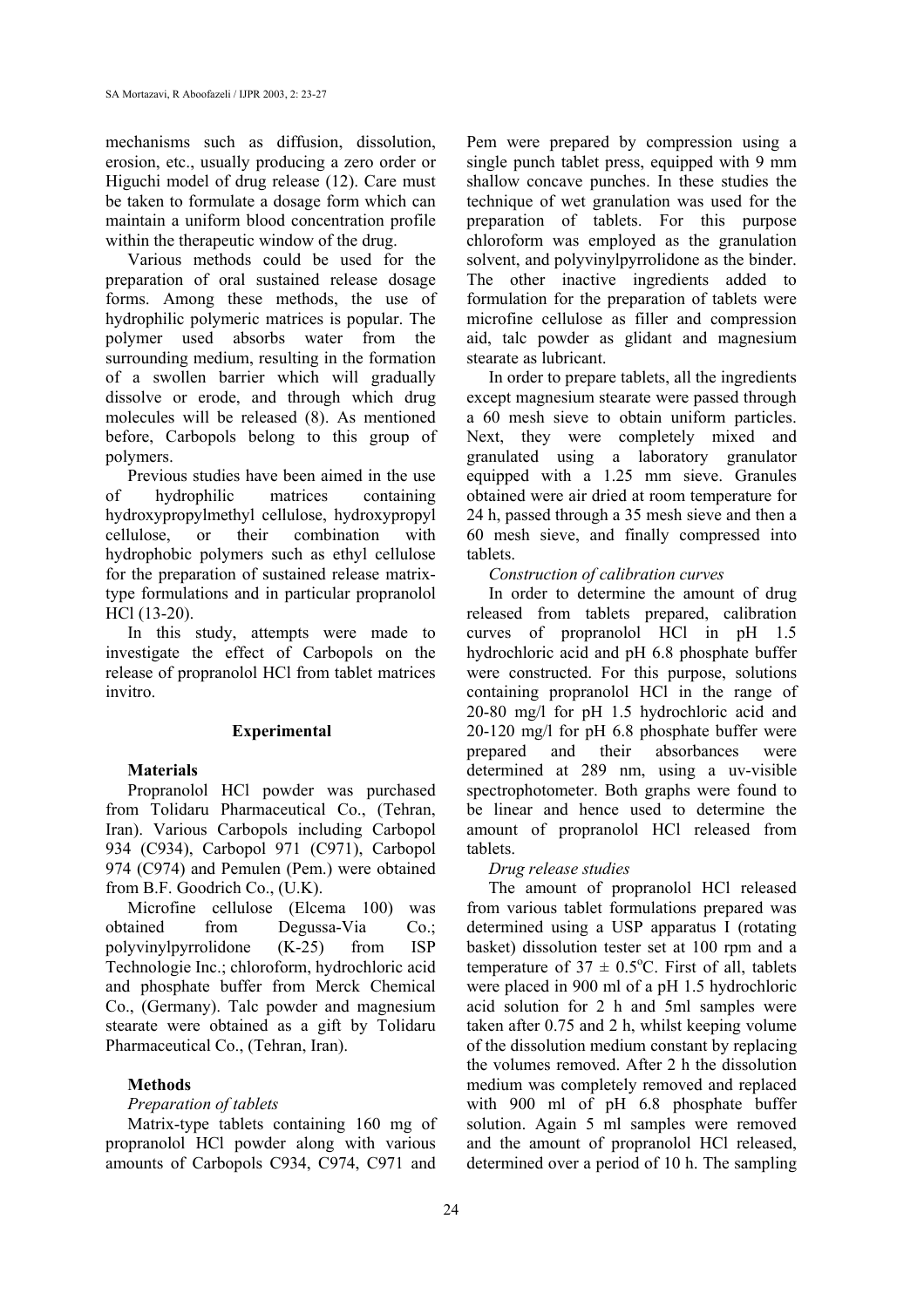mechanisms such as diffusion, dissolution, erosion, etc., usually producing a zero order or Higuchi model of drug release (12). Care must be taken to formulate a dosage form which can maintain a uniform blood concentration profile within the therapeutic window of the drug.

Various methods could be used for the preparation of oral sustained release dosage forms. Among these methods, the use of hydrophilic polymeric matrices is popular. The polymer used absorbs water from the surrounding medium, resulting in the formation of a swollen barrier which will gradually dissolve or erode, and through which drug molecules will be released (8). As mentioned before, Carbopols belong to this group of polymers.

Previous studies have been aimed in the use of hydrophilic matrices containing hydroxypropylmethyl cellulose, hydroxypropyl cellulose, or their combination with hydrophobic polymers such as ethyl cellulose for the preparation of sustained release matrix-type formulations and in particular propranolol HCl (13-20).

In this study, attempts were made to investigate the effect of Carbopols on the release of propranolol HCl from tablet matrices invitro.

## Experimental

### Materials

Propranolol HCl powder was purchased from Tolidaru Pharmaceutical Co., (Tehran, Iran). Various Carbopols including Carbopol 934 (C934), Carbopol 971 (C971), Carbopol 974 (C974) and Pemulen (Pem.) were obtained from B.F. Goodrich Co., (U.K).

Microfine cellulose (Elcema 100) was obtained from Degussa-Via Co.; polyvinylpyrrolidone (K-25) from ISP Technologie Inc.; chloroform, hydrochloric acid and phosphate buffer from Merck Chemical Co., (Germany). Talc powder and magnesium stearate were obtained as a gift by Tolidaru Pharmaceutical Co., (Tehran, Iran).

### Methods

*Preparation of tablets*

Matrix-type tablets containing 160 mg of propranolol HCl powder along with various amounts of Carbopols C934, C974, C971 and Pem were prepared by compression using a single punch tablet press, equipped with 9 mm shallow concave punches. In these studies the technique of wet granulation was used for the preparation of tablets. For this purpose chloroform was employed as the granulation solvent, and polyvinylpyrrolidone as the binder. The other inactive ingredients added to formulation for the preparation of tablets were microfine cellulose as filler and compression aid, talc powder as glidant and magnesium stearate as lubricant.

In order to prepare tablets, all the ingredients except magnesium stearate were passed through a 60 mesh sieve to obtain uniform particles. Next, they were completely mixed and granulated using a laboratory granulator equipped with a 1.25 mm sieve. Granules obtained were air dried at room temperature for 24 h, passed through a 35 mesh sieve and then a 60 mesh sieve, and finally compressed into tablets.

*Construction of calibration curves*

In order to determine the amount of drug released from tablets prepared, calibration curves of propranolol HCl in pH 1.5 hydrochloric acid and pH 6.8 phosphate buffer were constructed. For this purpose, solutions containing propranolol HCl in the range of 20-80 mg/l for pH 1.5 hydrochloric acid and 20-120 mg/l for pH 6.8 phosphate buffer were prepared and their absorbances were determined at 289 nm, using a uv-visible spectrophotometer. Both graphs were found to be linear and hence used to determine the amount of propranolol HCl released from tablets.

*Drug release studies*

The amount of propranolol HCl released from various tablet formulations prepared was determined using a USP apparatus I (rotating basket) dissolution tester set at 100 rpm and a temperature of $37 \pm 0.5^{o}C$. First of all, tablets were placed in 900 ml of a pH 1.5 hydrochloric acid solution for 2 h and 5ml samples were taken after 0.75 and 2 h, whilst keeping volume of the dissolution medium constant by replacing the volumes removed. After 2 h the dissolution medium was completely removed and replaced with 900 ml of pH 6.8 phosphate buffer solution. Again 5 ml samples were removed and the amount of propranolol HCl released, determined over a period of 10 h. The sampling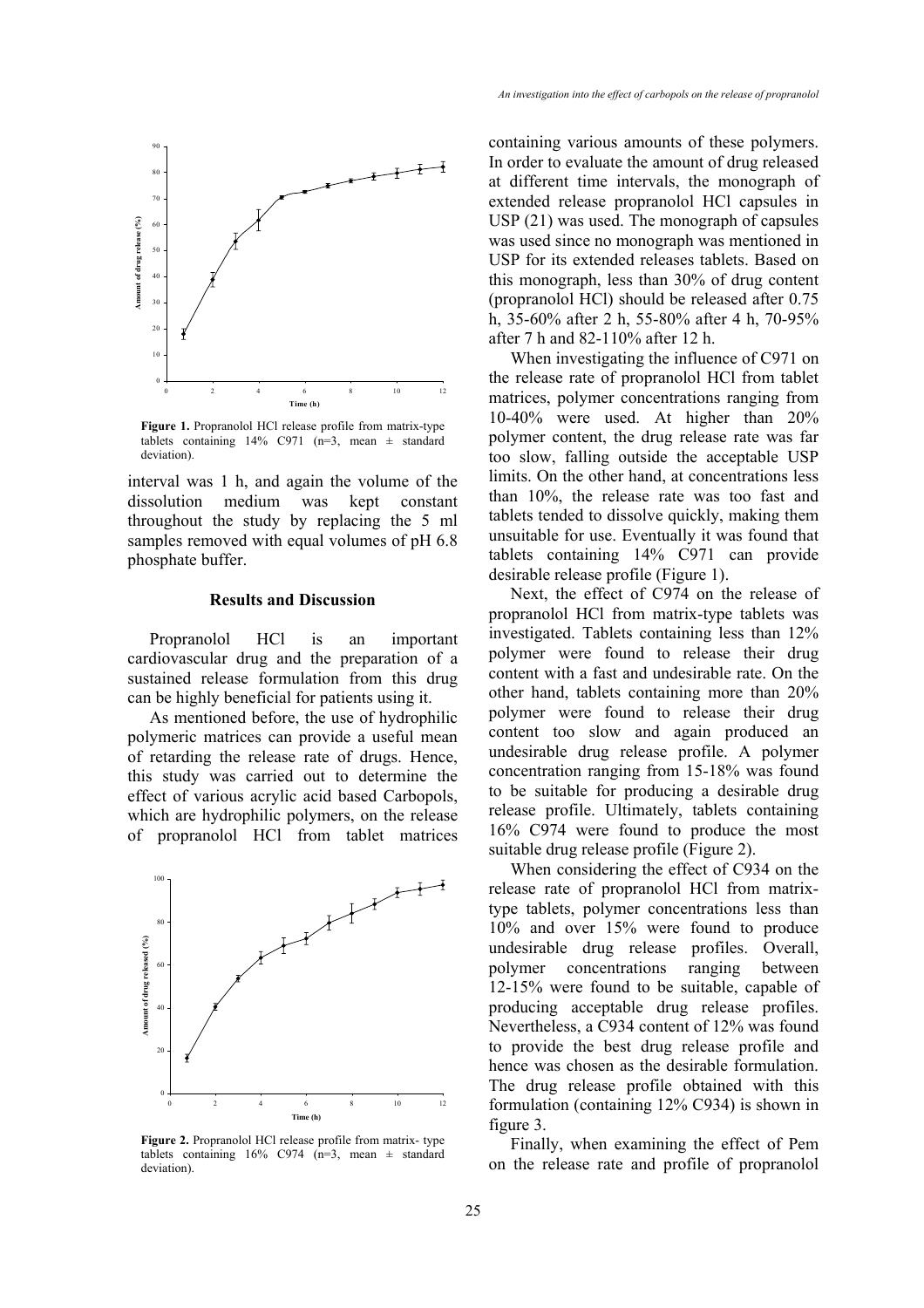Figure 1. Propranolol HCl release profile from matrix-type tablets containing 14% C971 (n=3, mean ± standard deviation).

interval was 1 h, and again the volume of the dissolution medium was kept constant throughout the study by replacing the 5 ml samples removed with equal volumes of pH 6.8 phosphate buffer.

## Results and Discussion

Propranolol HCl is an important cardiovascular drug and the preparation of a sustained release formulation from this drug can be highly beneficial for patients using it.

As mentioned before, the use of hydrophilic polymeric matrices can provide a useful mean of retarding the release rate of drugs. Hence, this study was carried out to determine the effect of various acrylic acid based Carbopols, which are hydrophilic polymers, on the release of propranolol HCl from tablet matrices containing various amounts of these polymers. In order to evaluate the amount of drug released at different time intervals, the monograph of extended release propranolol HCl capsules in USP (21) was used. The monograph of capsules was used since no monograph was mentioned in USP for its extended releases tablets. Based on this monograph, less than 30% of drug content (propranolol HCl) should be released after 0.75 h, 35-60% after 2 h, 55-80% after 4 h, 70-95% after 7 h and 82-110% after 12 h.

When investigating the influence of C971 on the release rate of propranolol HCl from tablet matrices, polymer concentrations ranging from 10-40% were used. At higher than 20% polymer content, the drug release rate was far too slow, falling outside the acceptable USP limits. On the other hand, at concentrations less than 10%, the release rate was too fast and tablets tended to dissolve quickly, making them unsuitable for use. Eventually it was found that tablets containing 14% C971 can provide desirable release profile (Figure 1).

Next, the effect of C974 on the release of propranolol HCl from matrix-type tablets was investigated. Tablets containing less than 12% polymer were found to release their drug content with a fast and undesirable rate. On the other hand, tablets containing more than 20% polymer were found to release their drug content too slow and again produced an undesirable drug release profile. A polymer concentration ranging from 15-18% was found to be suitable for producing a desirable drug release profile. Ultimately, tablets containing 16% C974 were found to produce the most suitable drug release profile (Figure 2).

Figure 2. Propranolol HCl release profile from matrix- type tablets containing 16% C974 (n=3, mean ± standard deviation).

When considering the effect of C934 on the release rate of propranolol HCl from matrix-type tablets, polymer concentrations less than 10% and over 15% were found to produce undesirable drug release profiles. Overall, polymer concentrations ranging between 12-15% were found to be suitable, capable of producing acceptable drug release profiles. Nevertheless, a C934 content of 12% was found to provide the best drug release profile and hence was chosen as the desirable formulation. The drug release profile obtained with this formulation (containing 12% C934) is shown in figure 3.

Finally, when examining the effect of Pem on the release rate and profile of propranolol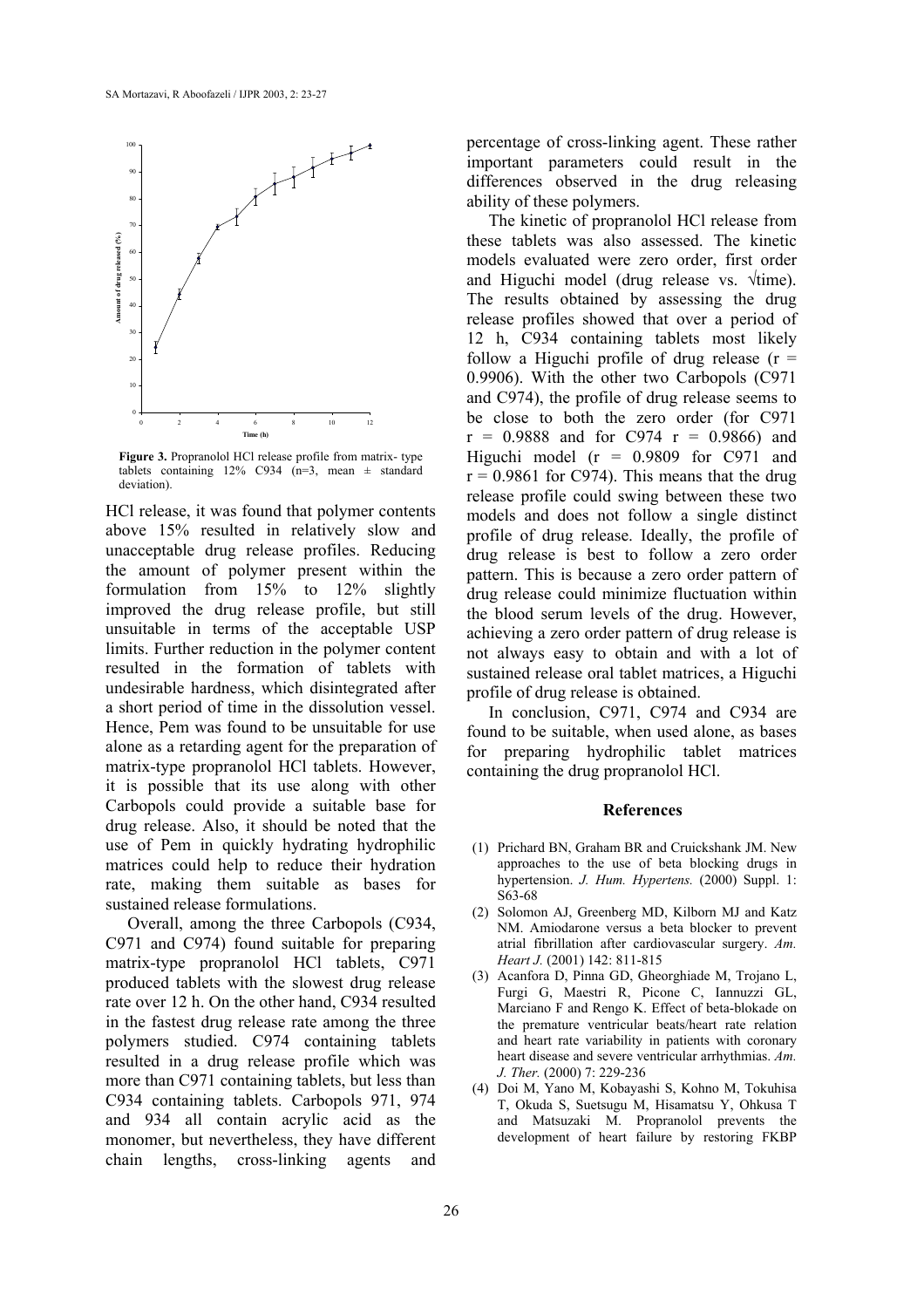**Figure 3.** Propranolol HCl release profile from matrix- type tablets containing 12% C934 (n=3, mean ± standard deviation).

HCl release, it was found that polymer contents above 15% resulted in relatively slow and unacceptable drug release profiles. Reducing the amount of polymer present within the formulation from 15% to 12% slightly improved the drug release profile, but still unsuitable in terms of the acceptable USP limits. Further reduction in the polymer content resulted in the formation of tablets with undesirable hardness, which disintegrated after a short period of time in the dissolution vessel. Hence, Pem was found to be unsuitable for use alone as a retarding agent for the preparation of matrix-type propranolol HCl tablets. However, it is possible that its use along with other Carbopols could provide a suitable base for drug release. Also, it should be noted that the use of Pem in quickly hydrating hydrophilic matrices could help to reduce their hydration rate, making them suitable as bases for sustained release formulations.

Overall, among the three Carbopols (C934, C971 and C974) found suitable for preparing matrix-type propranolol HCl tablets, C971 produced tablets with the slowest drug release rate over 12 h. On the other hand, C934 resulted in the fastest drug release rate among the three polymers studied. C974 containing tablets resulted in a drug release profile which was more than C971 containing tablets, but less than C934 containing tablets. Carbopols 971, 974 and 934 all contain acrylic acid as the monomer, but nevertheless, they have different chain lengths, cross-linking agents and percentage of cross-linking agent. These rather important parameters could result in the differences observed in the drug releasing ability of these polymers.

The kinetic of propranolol HCl release from these tablets was also assessed. The kinetic models evaluated were zero order, first order and Higuchi model (drug release vs. $\sqrt{\text{time}}$). The results obtained by assessing the drug release profiles showed that over a period of 12 h, C934 containing tablets most likely follow a Higuchi profile of drug release ($r = 0.9906$). With the other two Carbopols (C971 and C974), the profile of drug release seems to be close to both the zero order (for C971 $r = 0.9888$ and for C974 $r = 0.9866$) and Higuchi model ($r = 0.9809$ for C971 and $r = 0.9861$ for C974). This means that the drug release profile could swing between these two models and does not follow a single distinct profile of drug release. Ideally, the profile of drug release is best to follow a zero order pattern. This is because a zero order pattern of drug release could minimize fluctuation within the blood serum levels of the drug. However, achieving a zero order pattern of drug release is not always easy to obtain and with a lot of sustained release oral tablet matrices, a Higuchi profile of drug release is obtained.

In conclusion, C971, C974 and C934 are found to be suitable, when used alone, as bases for preparing hydrophilic tablet matrices containing the drug propranolol HCl.

## References

(1) Prichard BN, Graham BR and Cruickshank JM. New approaches to the use of beta blocking drugs in hypertension. *J. Hum. Hypertens.* (2000) Suppl. 1: S63-68

(2) Solomon AJ, Greenberg MD, Kilborn MJ and Katz NM. Amiodarone versus a beta blocker to prevent atrial fibrillation after cardiovascular surgery. *Am. Heart J.* (2001) 142: 811-815

(3) Acanfora D, Pinna GD, Gheorghiade M, Trojano L, Furgi G, Maestri R, Picone C, Iannuzzi GL, Marciano F and Rengo K. Effect of beta-blokade on the premature ventricular beats/heart rate relation and heart rate variability in patients with coronary heart disease and severe ventricular arrhythmias. *Am. J. Ther.* (2000) 7: 229-236

(4) Doi M, Yano M, Kobayashi S, Kohno M, Tokuhisa T, Okuda S, Suetsugu M, Hisamatsu Y, Ohkusa T and Matsuzaki M. Propranolol prevents the development of heart failure by restoring FKBP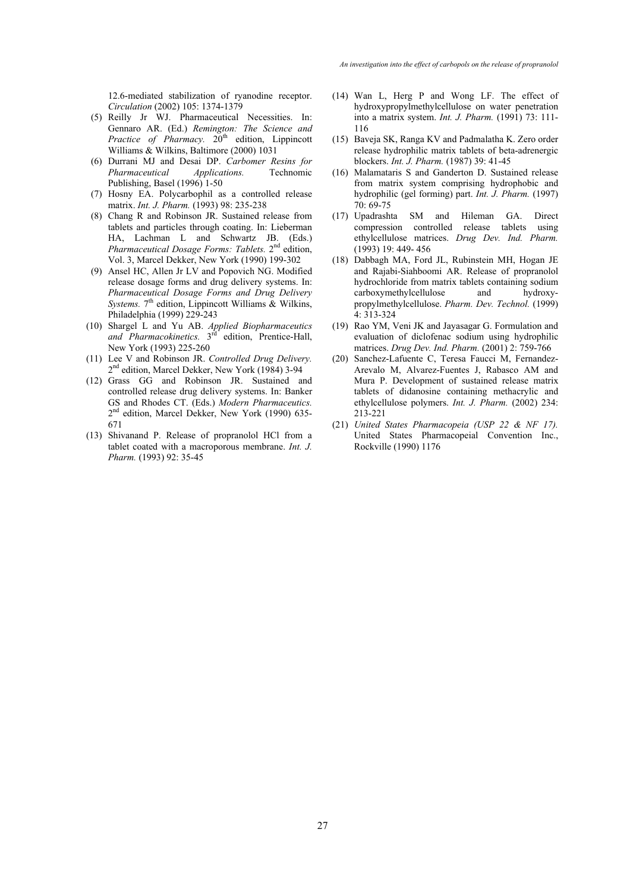12.6-mediated stabilization of ryanodine receptor. *Circulation* (2002) 105: 1374-1379

(5) Reilly Jr WJ. Pharmaceutical Necessities. In: Gennaro AR. (Ed.) *Remington: The Science and Practice of Pharmacy.* 20th edition, Lippincott Williams & Wilkins, Baltimore (2000) 1031

(6) Durrani MJ and Desai DP. *Carbomer Resins for Pharmaceutical Applications.* Technomic Publishing, Basel (1996) 1-50

(7) Hosny EA. Polycarbophil as a controlled release matrix. *Int. J. Pharm.* (1993) 98: 235-238

(8) Chang R and Robinson JR. Sustained release from tablets and particles through coating. In: Lieberman HA, Lachman L and Schwartz JB. (Eds.) *Pharmaceutical Dosage Forms: Tablets.* 2nd edition, Vol. 3, Marcel Dekker, New York (1990) 199-302

(9) Ansel HC, Allen Jr LV and Popovich NG. Modified release dosage forms and drug delivery systems. In: *Pharmaceutical Dosage Forms and Drug Delivery Systems.* 7th edition, Lippincott Williams & Wilkins, Philadelphia (1999) 229-243

(10) Shargel L and Yu AB. *Applied Biopharmaceutics and Pharmacokinetics.* 3rd edition, Prentice-Hall, New York (1993) 225-260

(11) Lee V and Robinson JR. *Controlled Drug Delivery.* 2nd edition, Marcel Dekker, New York (1984) 3-94

(12) Grass GG and Robinson JR. Sustained and controlled release drug delivery systems. In: Banker GS and Rhodes CT. (Eds.) *Modern Pharmaceutics.* 2nd edition, Marcel Dekker, New York (1990) 635-671

(13) Shivanand P. Release of propranolol HCl from a tablet coated with a macroporous membrane. *Int. J. Pharm.* (1993) 92: 35-45

(14) Wan L, Herg P and Wong LF. The effect of hydroxypropylmethylcellulose on water penetration into a matrix system. *Int. J. Pharm.* (1991) 73: 111-116

(15) Baveja SK, Ranga KV and Padmalatha K. Zero order release hydrophilic matrix tablets of beta-adrenergic blockers. *Int. J. Pharm.* (1987) 39: 41-45

(16) Malamataris S and Ganderton D. Sustained release from matrix system comprising hydrophobic and hydrophilic (gel forming) part. *Int. J. Pharm.* (1997) 70: 69-75

(17) Upadrashta SM and Hileman GA. Direct compression controlled release tablets using ethylcellulose matrices. *Drug Dev. Ind. Pharm.* (1993) 19: 449- 456

(18) Dabbagh MA, Ford JL, Rubinstein MH, Hogan JE and Rajabi-Siahboomi AR. Release of propranolol hydrochloride from matrix tablets containing sodium carboxymethylcellulose and hydroxy-propylmethylcellulose. *Pharm. Dev. Technol.* (1999) 4: 313-324

(19) Rao YM, Veni JK and Jayasagar G. Formulation and evaluation of diclofenac sodium using hydrophilic matrices. *Drug Dev. Ind. Pharm.* (2001) 2: 759-766

(20) Sanchez-Lafuente C, Teresa Faucci M, Fernandez-Arevalo M, Alvarez-Fuentes J, Rabasco AM and Mura P. Development of sustained release matrix tablets of didanosine containing methacrylic and ethylcellulose polymers. *Int. J. Pharm.* (2002) 234: 213-221

(21) *United States Pharmacopeia (USP 22 & NF 17).* United States Pharmacopeial Convention Inc., Rockville (1990) 1176